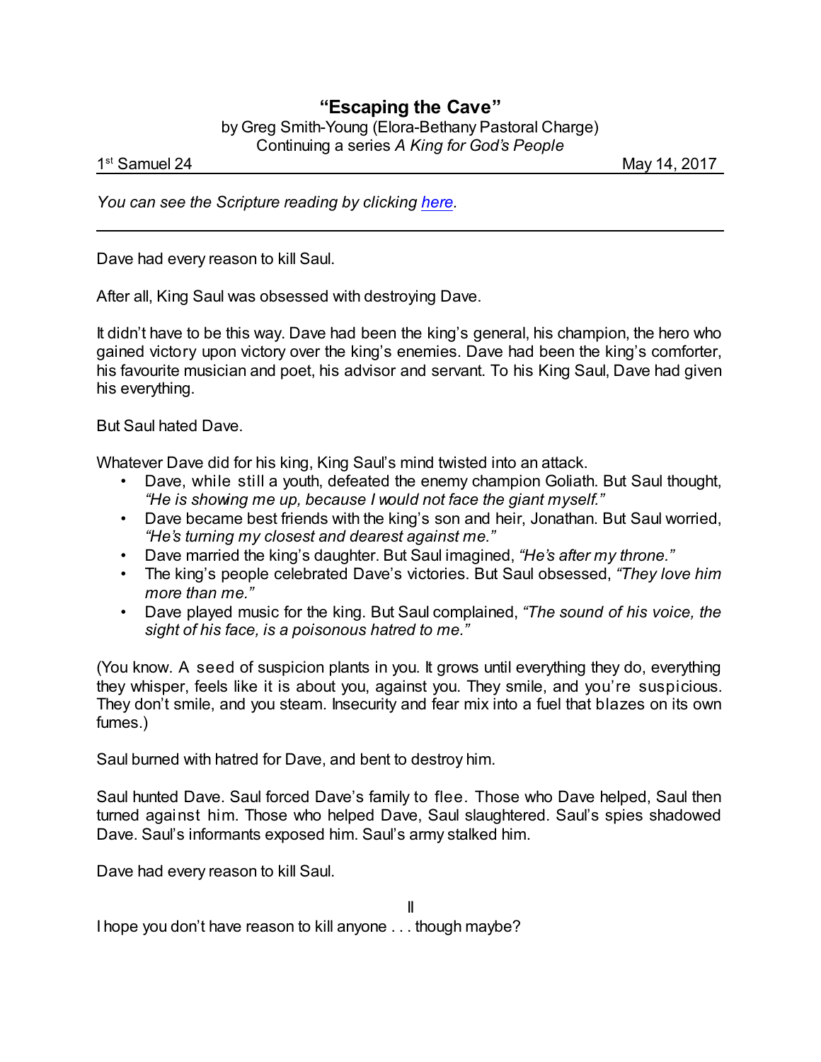# "Escaping the Cave"

by Greg Smith-Young (Elora-Bethany Pastoral Charge)
Continuing a series *A King for God's People*

1st Samuel 24 May 14, 2017

*You can see the Scripture reading by clicking here.*

---

Dave had every reason to kill Saul.

After all, King Saul was obsessed with destroying Dave.

It didn't have to be this way. Dave had been the king's general, his champion, the hero who gained victory upon victory over the king's enemies. Dave had been the king's comforter, his favourite musician and poet, his advisor and servant. To his King Saul, Dave had given his everything.

But Saul hated Dave.

Whatever Dave did for his king, King Saul's mind twisted into an attack.

- Dave, while still a youth, defeated the enemy champion Goliath. But Saul thought, *"He is showing me up, because I would not face the giant myself."*
- Dave became best friends with the king's son and heir, Jonathan. But Saul worried, *"He's turning my closest and dearest against me."*
- Dave married the king's daughter. But Saul imagined, *"He's after my throne."*
- The king's people celebrated Dave's victories. But Saul obsessed, *"They love him more than me."*
- Dave played music for the king. But Saul complained, *"The sound of his voice, the sight of his face, is a poisonous hatred to me."*

(You know. A seed of suspicion plants in you. It grows until everything they do, everything they whisper, feels like it is about you, against you. They smile, and you're suspicious. They don't smile, and you steam. Insecurity and fear mix into a fuel that blazes on its own fumes.)

Saul burned with hatred for Dave, and bent to destroy him.

Saul hunted Dave. Saul forced Dave's family to flee. Those who Dave helped, Saul then turned against him. Those who helped Dave, Saul slaughtered. Saul's spies shadowed Dave. Saul's informants exposed him. Saul's army stalked him.

Dave had every reason to kill Saul.

II

I hope you don't have reason to kill anyone . . . though maybe?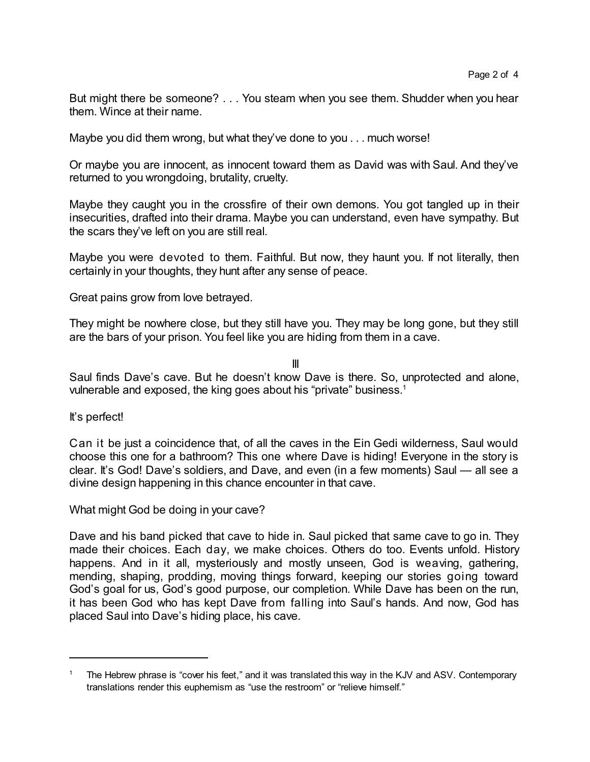But might there be someone? . . . You steam when you see them. Shudder when you hear them. Wince at their name.

Maybe you did them wrong, but what they've done to you . . . much worse!

Or maybe you are innocent, as innocent toward them as David was with Saul. And they've returned to you wrongdoing, brutality, cruelty.

Maybe they caught you in the crossfire of their own demons. You got tangled up in their insecurities, drafted into their drama. Maybe you can understand, even have sympathy. But the scars they've left on you are still real.

Maybe you were devoted to them. Faithful. But now, they haunt you. If not literally, then certainly in your thoughts, they hunt after any sense of peace.

Great pains grow from love betrayed.

They might be nowhere close, but they still have you. They may be long gone, but they still are the bars of your prison. You feel like you are hiding from them in a cave.

III

Saul finds Dave's cave. But he doesn't know Dave is there. So, unprotected and alone, vulnerable and exposed, the king goes about his "private" business.[1]

It's perfect!

Can it be just a coincidence that, of all the caves in the Ein Gedi wilderness, Saul would choose this one for a bathroom? This one where Dave is hiding! Everyone in the story is clear. It's God! Dave's soldiers, and Dave, and even (in a few moments) Saul — all see a divine design happening in this chance encounter in that cave.

What might God be doing in your cave?

Dave and his band picked that cave to hide in. Saul picked that same cave to go in. They made their choices. Each day, we make choices. Others do too. Events unfold. History happens. And in it all, mysteriously and mostly unseen, God is weaving, gathering, mending, shaping, prodding, moving things forward, keeping our stories going toward God's goal for us, God's good purpose, our completion. While Dave has been on the run, it has been God who has kept Dave from falling into Saul's hands. And now, God has placed Saul into Dave's hiding place, his cave.

---

[1] The Hebrew phrase is "cover his feet," and it was translated this way in the KJV and ASV. Contemporary translations render this euphemism as "use the restroom" or "relieve himself."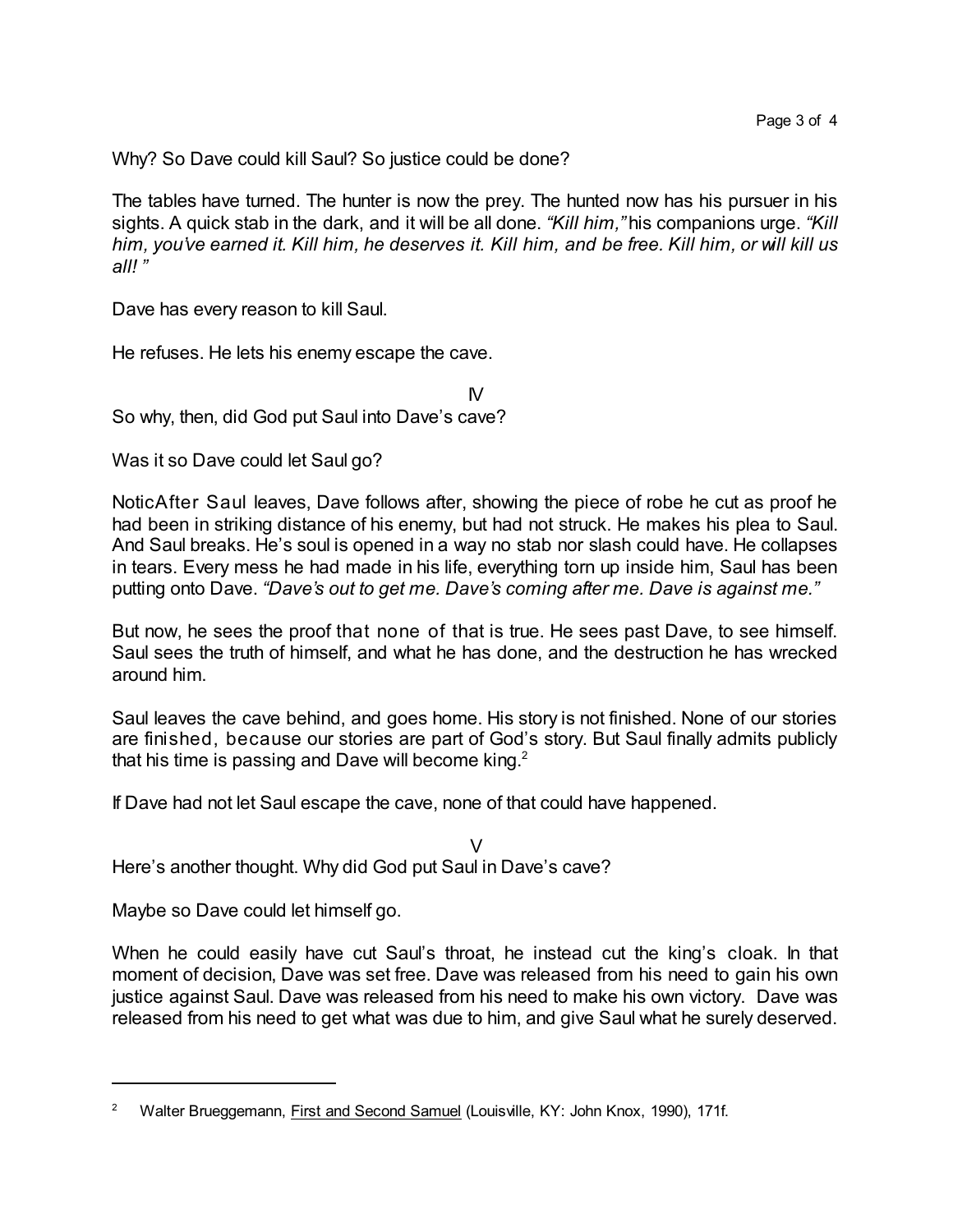Why? So Dave could kill Saul? So justice could be done?

The tables have turned. The hunter is now the prey. The hunted now has his pursuer in his sights. A quick stab in the dark, and it will be all done. *"Kill him,"* his companions urge. *"Kill him, you've earned it. Kill him, he deserves it. Kill him, and be free. Kill him, or will kill us all! "*

Dave has every reason to kill Saul.

He refuses. He lets his enemy escape the cave.

IV

So why, then, did God put Saul into Dave's cave?

Was it so Dave could let Saul go?

NoticAfter Saul leaves, Dave follows after, showing the piece of robe he cut as proof he had been in striking distance of his enemy, but had not struck. He makes his plea to Saul. And Saul breaks. He's soul is opened in a way no stab nor slash could have. He collapses in tears. Every mess he had made in his life, everything torn up inside him, Saul has been putting onto Dave. *"Dave's out to get me. Dave's coming after me. Dave is against me."*

But now, he sees the proof that none of that is true. He sees past Dave, to see himself. Saul sees the truth of himself, and what he has done, and the destruction he has wrecked around him.

Saul leaves the cave behind, and goes home. His story is not finished. None of our stories are finished, because our stories are part of God's story. But Saul finally admits publicly that his time is passing and Dave will become king.[2]

If Dave had not let Saul escape the cave, none of that could have happened.

V

Here's another thought. Why did God put Saul in Dave's cave?

Maybe so Dave could let himself go.

When he could easily have cut Saul's throat, he instead cut the king's cloak. In that moment of decision, Dave was set free. Dave was released from his need to gain his own justice against Saul. Dave was released from his need to make his own victory. Dave was released from his need to get what was due to him, and give Saul what he surely deserved.

---

[2] Walter Brueggemann, First and Second Samuel (Louisville, KY: John Knox, 1990), 171f.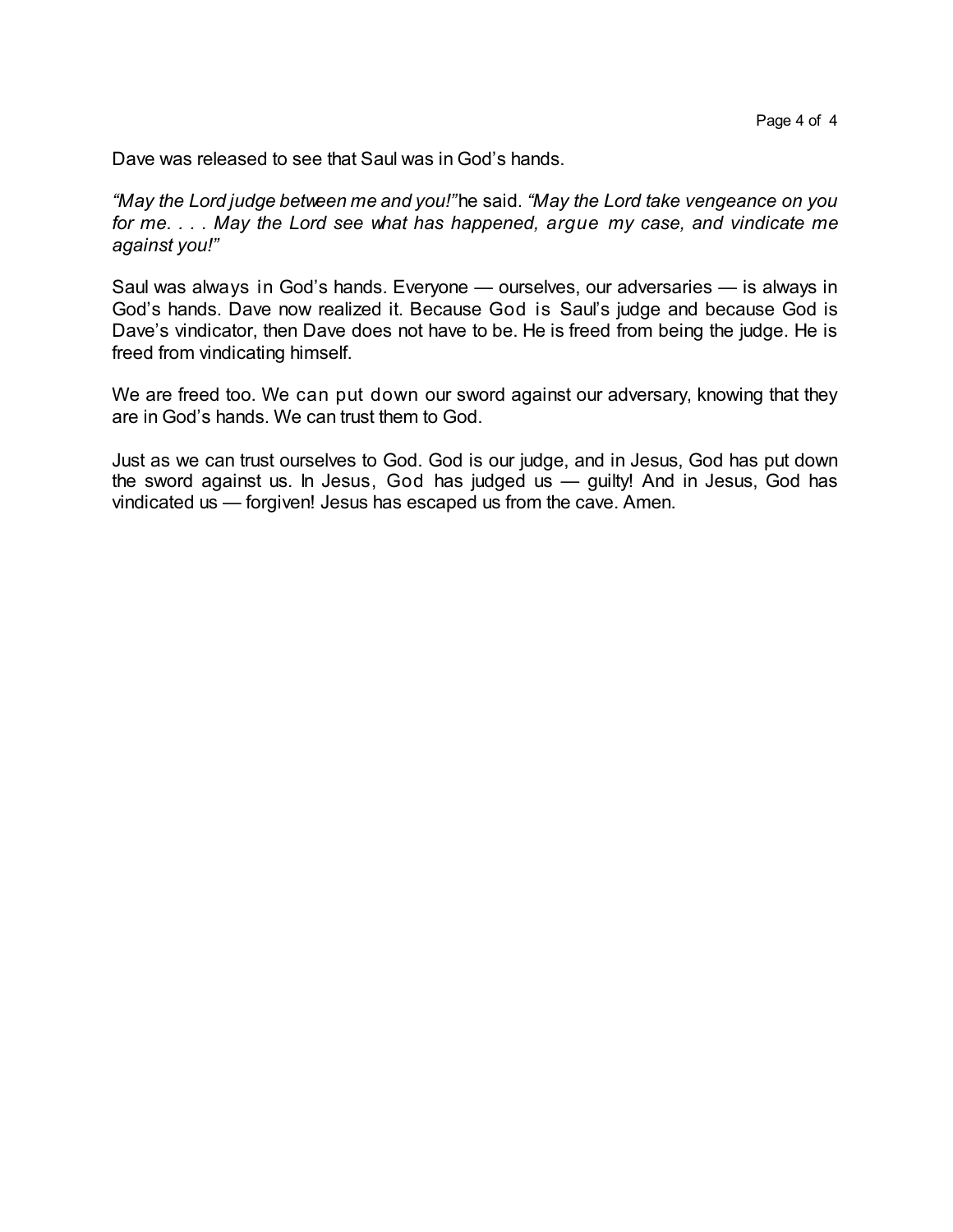Dave was released to see that Saul was in God's hands.

*"May the Lord judge between me and you!"* he said. *"May the Lord take vengeance on you for me. . . . May the Lord see what has happened, argue my case, and vindicate me against you!"*

Saul was always in God's hands. Everyone — ourselves, our adversaries — is always in God's hands. Dave now realized it. Because God is Saul's judge and because God is Dave's vindicator, then Dave does not have to be. He is freed from being the judge. He is freed from vindicating himself.

We are freed too. We can put down our sword against our adversary, knowing that they are in God's hands. We can trust them to God.

Just as we can trust ourselves to God. God is our judge, and in Jesus, God has put down the sword against us. In Jesus, God has judged us — guilty! And in Jesus, God has vindicated us — forgiven! Jesus has escaped us from the cave. Amen.